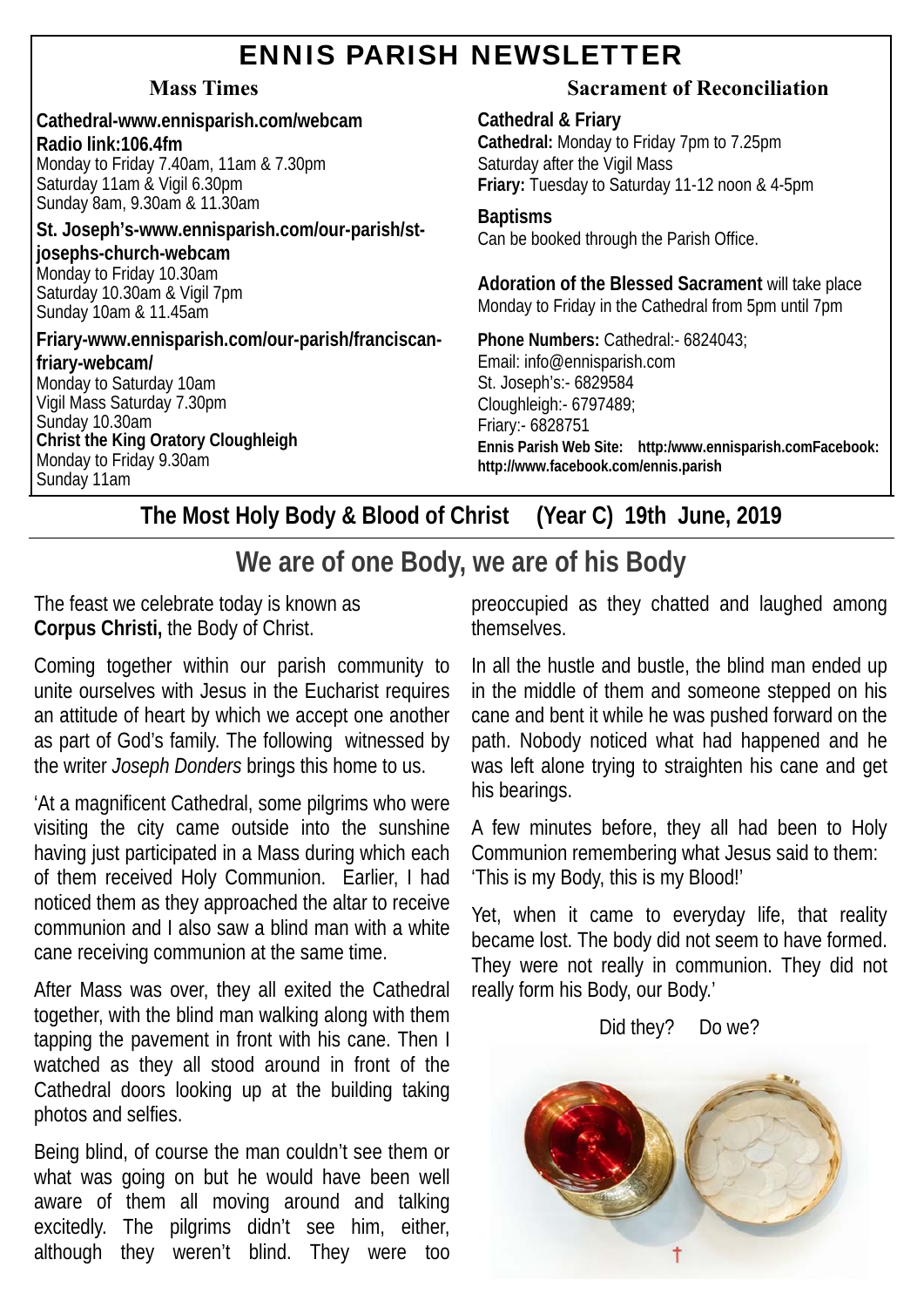# ENNIS PARISH NEWSLETTER

## Mass Times

**Cathedral-www.ennisparish.com/webcam**
**Radio link:106.4fm**
Monday to Friday 7.40am, 11am & 7.30pm
Saturday 11am & Vigil 6.30pm
Sunday 8am, 9.30am & 11.30am

**St. Joseph's-www.ennisparish.com/our-parish/st-josephs-church-webcam**
Monday to Friday 10.30am
Saturday 10.30am & Vigil 7pm
Sunday 10am & 11.45am

**Friary-www.ennisparish.com/our-parish/franciscan-friary-webcam/**
Monday to Saturday 10am
Vigil Mass Saturday 7.30pm
Sunday 10.30am

**Christ the King Oratory Cloughleigh**
Monday to Friday 9.30am
Sunday 11am

## Sacrament of Reconciliation

**Cathedral & Friary**
**Cathedral:** Monday to Friday 7pm to 7.25pm
Saturday after the Vigil Mass
**Friary:** Tuesday to Saturday 11-12 noon & 4-5pm

**Baptisms**
Can be booked through the Parish Office.

**Adoration of the Blessed Sacrament** will take place Monday to Friday in the Cathedral from 5pm until 7pm

**Phone Numbers:** Cathedral:- 6824043;
Email: info@ennisparish.com
St. Joseph's:- 6829584
Cloughleigh:- 6797489;
Friary:- 6828751
**Ennis Parish Web Site: http:/www.ennisparish.comFacebook: http://www.facebook.com/ennis.parish**

### The Most Holy Body & Blood of Christ (Year C) 19th June, 2019

## We are of one Body, we are of his Body

The feast we celebrate today is known as **Corpus Christi,** the Body of Christ.

Coming together within our parish community to unite ourselves with Jesus in the Eucharist requires an attitude of heart by which we accept one another as part of God's family. The following witnessed by the writer *Joseph Donders* brings this home to us.

'At a magnificent Cathedral, some pilgrims who were visiting the city came outside into the sunshine having just participated in a Mass during which each of them received Holy Communion. Earlier, I had noticed them as they approached the altar to receive communion and I also saw a blind man with a white cane receiving communion at the same time.

After Mass was over, they all exited the Cathedral together, with the blind man walking along with them tapping the pavement in front with his cane. Then I watched as they all stood around in front of the Cathedral doors looking up at the building taking photos and selfies.

Being blind, of course the man couldn't see them or what was going on but he would have been well aware of them all moving around and talking excitedly. The pilgrims didn't see him, either, although they weren't blind. They were too preoccupied as they chatted and laughed among themselves.

In all the hustle and bustle, the blind man ended up in the middle of them and someone stepped on his cane and bent it while he was pushed forward on the path. Nobody noticed what had happened and he was left alone trying to straighten his cane and get his bearings.

A few minutes before, they all had been to Holy Communion remembering what Jesus said to them: 'This is my Body, this is my Blood!'

Yet, when it came to everyday life, that reality became lost. The body did not seem to have formed. They were not really in communion. They did not really form his Body, our Body.'

Did they? Do we?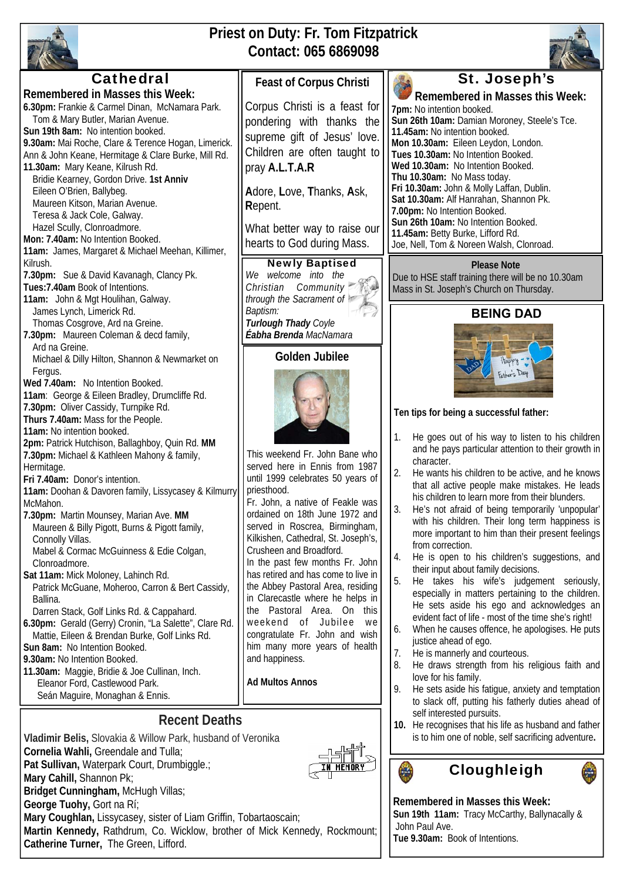# Priest on Duty: Fr. Tom Fitzpatrick
# Contact: 065 6869098

## Cathedral

**Remembered in Masses this Week:**

**6.30pm:** Frankie & Carmel Dinan, McNamara Park.
Tom & Mary Butler, Marian Avenue.
**Sun 19th 8am:** No intention booked.
**9.30am:** Mai Roche, Clare & Terence Hogan, Limerick.
Ann & John Keane, Hermitage & Clare Burke, Mill Rd.
**11.30am:** Mary Keane, Kilrush Rd.
Bridie Kearney, Gordon Drive. **1st Anniv**
Eileen O'Brien, Ballybeg.
Maureen Kitson, Marian Avenue.
Teresa & Jack Cole, Galway.
Hazel Scully, Clonroadmore.
**Mon: 7.40am:** No Intention Booked.
**11am:** James, Margaret & Michael Meehan, Killimer, Kilrush.
**7.30pm:** Sue & David Kavanagh, Clancy Pk.
**Tues:7.40am** Book of Intentions.
**11am:** John & Mgt Houlihan, Galway.
James Lynch, Limerick Rd.
Thomas Cosgrove, Ard na Greine.
**7.30pm:** Maureen Coleman & decd family, Ard na Greine.
Michael & Dilly Hilton, Shannon & Newmarket on Fergus.
**Wed 7.40am:** No Intention Booked.
**11am**: George & Eileen Bradley, Drumcliffe Rd.
**7.30pm:** Oliver Cassidy, Turnpike Rd.
**Thurs 7.40am:** Mass for the People.
**11am:** No intention booked.
**2pm:** Patrick Hutchison, Ballaghboy, Quin Rd. **MM**
**7.30pm:** Michael & Kathleen Mahony & family, Hermitage.
**Fri 7.40am:** Donor's intention.
**11am:** Doohan & Davoren family, Lissycasey & Kilmurry McMahon.
**7.30pm:** Martin Mounsey, Marian Ave. **MM**
Maureen & Billy Pigott, Burns & Pigott family, Connolly Villas.
Mabel & Cormac McGuinness & Edie Colgan, Clonroadmore.
**Sat 11am:** Mick Moloney, Lahinch Rd.
Patrick McGuane, Moheroo, Carron & Bert Cassidy, Ballina.
Darren Stack, Golf Links Rd. & Cappahard.
**6.30pm:** Gerald (Gerry) Cronin, "La Salette", Clare Rd.
Mattie, Eileen & Brendan Burke, Golf Links Rd.
**Sun 8am:** No Intention Booked.
**9.30am:** No Intention Booked.
**11.30am:** Maggie, Bridie & Joe Cullinan, Inch.
Eleanor Ford, Castlewood Park.
Seán Maguire, Monaghan & Ennis.

## Feast of Corpus Christi

Corpus Christi is a feast for pondering with thanks the supreme gift of Jesus' love. Children are often taught to pray **A.L.T.A.R**

**A**dore, **L**ove, **T**hanks, **A**sk, **R**epent.

What better way to raise our hearts to God during Mass.

## Newly Baptised

*We welcome into the Christian Community through the Sacrament of Baptism:*
***Turlough Thady** Coyle*
***Éabha Brenda** MacNamara*

## Golden Jubilee

This weekend Fr. John Bane who served here in Ennis from 1987 until 1999 celebrates 50 years of priesthood.
Fr. John, a native of Feakle was ordained on 18th June 1972 and served in Roscrea, Birmingham, Kilkishen, Cathedral, St. Joseph's, Crusheen and Broadford.
In the past few months Fr. John has retired and has come to live in the Abbey Pastoral Area, residing in Clarecastle where he helps in the Pastoral Area. On this weekend of Jubilee we congratulate Fr. John and wish him many more years of health and happiness.

**Ad Multos Annos**

## St. Joseph's

**Remembered in Masses this Week:**

**7pm:** No intention booked.
**Sun 26th 10am:** Damian Moroney, Steele's Tce.
**11.45am:** No intention booked.
**Mon 10.30am:** Eileen Leydon, London.
**Tues 10.30am:** No Intention Booked.
**Wed 10.30am:** No Intention Booked.
**Thu 10.30am:** No Mass today.
**Fri 10.30am:** John & Molly Laffan, Dublin.
**Sat 10.30am:** Alf Hanrahan, Shannon Pk.
**7.00pm:** No Intention Booked.
**Sun 26th 10am:** No Intention Booked.
**11.45am:** Betty Burke, Lifford Rd.
Joe, Nell, Tom & Noreen Walsh, Clonroad.

**Please Note**
Due to HSE staff training there will be no 10.30am Mass in St. Joseph's Church on Thursday.

## BEING DAD

**Ten tips for being a successful father:**

1. He goes out of his way to listen to his children and he pays particular attention to their growth in character.
2. He wants his children to be active, and he knows that all active people make mistakes. He leads his children to learn more from their blunders.
3. He's not afraid of being temporarily 'unpopular' with his children. Their long term happiness is more important to him than their present feelings from correction.
4. He is open to his children's suggestions, and their input about family decisions.
5. He takes his wife's judgement seriously, especially in matters pertaining to the children. He sets aside his ego and acknowledges an evident fact of life - most of the time she's right!
6. When he causes offence, he apologises. He puts justice ahead of ego.
7. He is mannerly and courteous.
8. He draws strength from his religious faith and love for his family.
9. He sets aside his fatigue, anxiety and temptation to slack off, putting his fatherly duties ahead of self interested pursuits.
10. He recognises that his life as husband and father is to him one of noble, self sacrificing adventure**.**

## Recent Deaths

**Vladimir Belis,** Slovakia & Willow Park, husband of Veronika
**Cornelia Wahli,** Greendale and Tulla;
**Pat Sullivan,** Waterpark Court, Drumbiggle.;
**Mary Cahill,** Shannon Pk;
**Bridget Cunningham,** McHugh Villas;
**George Tuohy,** Gort na Rí;
**Mary Coughlan,** Lissycasey, sister of Liam Griffin, Tobartaoscain;
**Martin Kennedy,** Rathdrum, Co. Wicklow, brother of Mick Kennedy, Rockmount;
**Catherine Turner,** The Green, Lifford.

## Cloughleigh

**Remembered in Masses this Week:**
**Sun 19th 11am:** Tracy McCarthy, Ballynacally & John Paul Ave.
**Tue 9.30am:** Book of Intentions.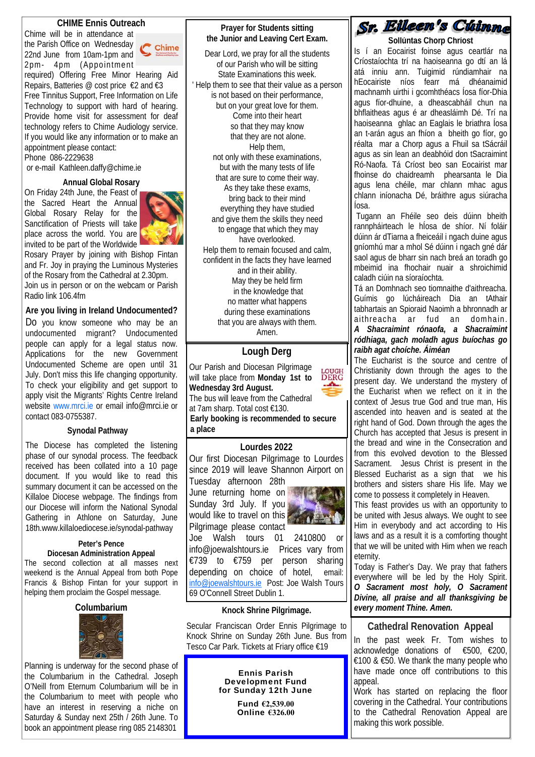## CHIME Ennis Outreach

Chime will be in attendance at the Parish Office on Wednesday 22nd June from 10am-1pm and 2pm- 4pm (Appointment required) Offering Free Minor Hearing Aid Repairs, Batteries @ cost price €2 and €3 Free Tinnitus Support, Free Information on Life Technology to support with hard of hearing. Provide home visit for assessment for deaf technology refers to Chime Audiology service. If you would like any information or to make an appointment please contact:
Phone 086-2229638
or e-mail Kathleen.daffy@chime.ie

## Annual Global Rosary

On Friday 24th June, the Feast of the Sacred Heart the Annual Global Rosary Relay for the Sanctification of Priests will take place across the world. You are invited to be part of the Worldwide Rosary Prayer by joining with Bishop Fintan and Fr. Joy in praying the Luminous Mysteries of the Rosary from the Cathedral at 2.30pm. Join us in person or on the webcam or Parish Radio link 106.4fm

## Are you living in Ireland Undocumented?

Do you know someone who may be an undocumented migrant? Undocumented people can apply for a legal status now. Applications for the new Government Undocumented Scheme are open until 31 July. Don't miss this life changing opportunity. To check your eligibility and get support to apply visit the Migrants' Rights Centre Ireland website www.mrci.ie or email info@mrci.ie or contact 083-0755387.

## Synodal Pathway

The Diocese has completed the listening phase of our synodal process. The feedback received has been collated into a 10 page document. If you would like to read this summary document it can be accessed on the Killaloe Diocese webpage. The findings from our Diocese will inform the National Synodal Gathering in Athlone on Saturday, June 18th.www.killaloediocese.ie/synodal-pathway

## Peter's Pence
## Diocesan Administration Appeal

The second collection at all masses next weekend is the Annual Appeal from both Pope Francis & Bishop Fintan for your support in helping them proclaim the Gospel message.

## Columbarium

Planning is underway for the second phase of the Columbarium in the Cathedral. Joseph O'Neill from Eternum Columbarium will be in the Columbarium to meet with people who have an interest in reserving a niche on Saturday & Sunday next 25th / 26th June. To book an appointment please ring 085 2148301

## Prayer for Students sitting the Junior and Leaving Cert Exam.

Dear Lord, we pray for all the students
of our Parish who will be sitting
State Examinations this week.
' Help them to see that their value as a person
is not based on their performance,
but on your great love for them.
Come into their heart
so that they may know
that they are not alone.
Help them,
not only with these examinations,
but with the many tests of life
that are sure to come their way.
As they take these exams,
bring back to their mind
everything they have studied
and give them the skills they need
to engage that which they may
have overlooked.
Help them to remain focused and calm,
confident in the facts they have learned
and in their ability.
May they be held firm
in the knowledge that
no matter what happens
during these examinations
that you are always with them.
Amen.

## Lough Derg

Our Parish and Diocesan Pilgrimage will take place from **Monday 1st to Wednesday 3rd August.**
The bus will leave from the Cathedral at 7am sharp. Total cost €130.
**Early booking is recommended to secure a place**

## Lourdes 2022

Our first Diocesan Pilgrimage to Lourdes since 2019 will leave Shannon Airport on Tuesday afternoon 28th June returning home on Sunday 3rd July. If you would like to travel on this Pilgrimage please contact Joe Walsh tours 01 2410800 or info@joewalshtours.ie Prices vary from €739 to €759 per person sharing depending on choice of hotel, email: info@joewalshtours.ie Post: Joe Walsh Tours 69 O'Connell Street Dublin 1.

## Knock Shrine Pilgrimage.

Secular Franciscan Order Ennis Pilgrimage to Knock Shrine on Sunday 26th June. Bus from Tesco Car Park. Tickets at Friary office €19

**Ennis Parish Development Fund for Sunday 12th June**

**Fund €2,539.00**
**Online €326.00**

## Sr. Eileen's Cúinne

### Sollúntas Chorp Chríost

Is í an Eocairist foinse agus ceartlár na Críostaíochta trí na haoiseanna go dtí an lá atá inniu ann. Tuigimid rúndiamhair na hEocairiste níos fearr má dhéanaimid machnamh uirthi i gcomhthéacs Íosa fíor-Dhia agus fíor-dhuine, a dheascabháil chun na bhflaitheas agus é ar dheasláimh Dé. Trí na haoiseanna ghlac an Eaglais le briathra Íosa an t-arán agus an fhíon a bheith go fíor, go réalta mar a Chorp agus a Fhuil sa tSácráil agus as sin lean an deabhóid don tSacraimint Ró-Naofa. Tá Críost beo san Eocairist mar fhoinse do chaidreamh phearsanta le Dia agus lena chéile, mar chlann mhac agus chlann iníonacha Dé, bráithre agus siúracha Íosa.

Tugann an Fhéile seo deis dúinn bheith rannpháirteach le hÍosa de shíor. Ní foláir dúinn ár dTiarna a fheiceáil i ngach duine agus gníomhú mar a mhol Sé dúinn i ngach gné dár saol agus de bharr sin nach breá an toradh go mbeimid ina fhochair nuair a shroichimid caladh ciúin na síoraíochta.

Tá an Domhnach seo tiomnaithe d'aithreacha. Guímis go lúcháireach Dia an tAthair tabhartais an Spioraid Naoimh a bhronnadh ar aithreacha ar fud an domhain. ***A Shacraimint rónaofa, a Shacraimint ródhiaga, gach moladh agus buíochas go raibh agat choíche. Áiméan***

The Eucharist is the source and centre of Christianity down through the ages to the present day. We understand the mystery of the Eucharist when we reflect on it in the context of Jesus true God and true man, His ascended into heaven and is seated at the right hand of God. Down through the ages the Church has accepted that Jesus is present in the bread and wine in the Consecration and from this evolved devotion to the Blessed Sacrament. Jesus Christ is present in the Blessed Eucharist as a sign that we his brothers and sisters share His life. May we come to possess it completely in Heaven.

This feast provides us with an opportunity to be united with Jesus always. We ought to see Him in everybody and act according to His laws and as a result it is a comforting thought that we will be united with Him when we reach eternity.

Today is Father's Day. We pray that fathers everywhere will be led by the Holy Spirit. ***O Sacrament most holy, O Sacrament Divine, all praise and all thanksgiving be every moment Thine. Amen.***

## Cathedral Renovation Appeal

In the past week Fr. Tom wishes to acknowledge donations of €500, €200, €100 & €50. We thank the many people who have made once off contributions to this appeal.

Work has started on replacing the floor covering in the Cathedral. Your contributions to the Cathedral Renovation Appeal are making this work possible.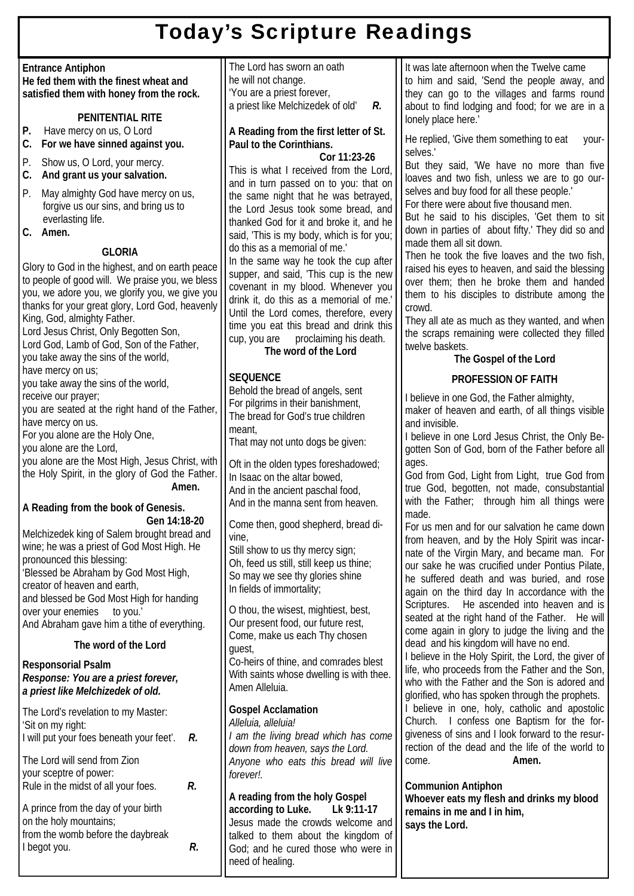# Today's Scripture Readings

**Entrance Antiphon**
**He fed them with the finest wheat and satisfied them with honey from the rock.**

**PENITENTIAL RITE**

**P.** Have mercy on us, O Lord
**C. For we have sinned against you.**

P. Show us, O Lord, your mercy.
**C. And grant us your salvation.**

P. May almighty God have mercy on us, forgive us our sins, and bring us to everlasting life.
**C. Amen.**

**GLORIA**

Glory to God in the highest, and on earth peace to people of good will. We praise you, we bless you, we adore you, we glorify you, we give you thanks for your great glory, Lord God, heavenly King, God, almighty Father.
Lord Jesus Christ, Only Begotten Son,
Lord God, Lamb of God, Son of the Father,
you take away the sins of the world,
have mercy on us;
you take away the sins of the world,
receive our prayer;
you are seated at the right hand of the Father, have mercy on us.
For you alone are the Holy One,
you alone are the Lord,
you alone are the Most High, Jesus Christ, with the Holy Spirit, in the glory of God the Father. **Amen.**

**A Reading from the book of Genesis.**
**Gen 14:18-20**

Melchizedek king of Salem brought bread and wine; he was a priest of God Most High. He pronounced this blessing:
'Blessed be Abraham by God Most High,
creator of heaven and earth,
and blessed be God Most High for handing over your enemies to you.'
And Abraham gave him a tithe of everything.

**The word of the Lord**

**Responsorial Psalm**
***Response: You are a priest forever, a priest like Melchizedek of old.***

The Lord's revelation to my Master:
'Sit on my right:
I will put your foes beneath your feet'. ***R.***

The Lord will send from Zion
your sceptre of power:
Rule in the midst of all your foes. ***R.***

A prince from the day of your birth
on the holy mountains;
from the womb before the daybreak
I begot you. ***R.***

The Lord has sworn an oath
he will not change.
'You are a priest forever,
a priest like Melchizedek of old' ***R.***

**A Reading from the first letter of St. Paul to the Corinthians.**
**Cor 11:23-26**

This is what I received from the Lord, and in turn passed on to you: that on the same night that he was betrayed, the Lord Jesus took some bread, and thanked God for it and broke it, and he said, 'This is my body, which is for you; do this as a memorial of me.'
In the same way he took the cup after supper, and said, 'This cup is the new covenant in my blood. Whenever you drink it, do this as a memorial of me.'
Until the Lord comes, therefore, every time you eat this bread and drink this cup, you are proclaiming his death.

**The word of the Lord**

**SEQUENCE**

Behold the bread of angels, sent
For pilgrims in their banishment,
The bread for God's true children meant,
That may not unto dogs be given:

Oft in the olden types foreshadowed;
In Isaac on the altar bowed,
And in the ancient paschal food,
And in the manna sent from heaven.

Come then, good shepherd, bread divine,
Still show to us thy mercy sign;
Oh, feed us still, still keep us thine;
So may we see thy glories shine
In fields of immortality;

O thou, the wisest, mightiest, best,
Our present food, our future rest,
Come, make us each Thy chosen guest,
Co-heirs of thine, and comrades blest
With saints whose dwelling is with thee.
Amen Alleluia.

**Gospel Acclamation**
*Alleluia, alleluia!*
*I am the living bread which has come down from heaven, says the Lord.*
*Anyone who eats this bread will live forever!.*

**A reading from the holy Gospel according to Luke. Lk 9:11-17**

Jesus made the crowds welcome and talked to them about the kingdom of God; and he cured those who were in need of healing.
It was late afternoon when the Twelve came to him and said, 'Send the people away, and they can go to the villages and farms round about to find lodging and food; for we are in a lonely place here.'

He replied, 'Give them something to eat yourselves.'
But they said, 'We have no more than five loaves and two fish, unless we are to go ourselves and buy food for all these people.'
For there were about five thousand men.
But he said to his disciples, 'Get them to sit down in parties of about fifty.' They did so and made them all sit down.
Then he took the five loaves and the two fish, raised his eyes to heaven, and said the blessing over them; then he broke them and handed them to his disciples to distribute among the crowd.
They all ate as much as they wanted, and when the scraps remaining were collected they filled twelve baskets.

**The Gospel of the Lord**

**PROFESSION OF FAITH**

I believe in one God, the Father almighty, maker of heaven and earth, of all things visible and invisible.
I believe in one Lord Jesus Christ, the Only Begotten Son of God, born of the Father before all ages.
God from God, Light from Light, true God from true God, begotten, not made, consubstantial with the Father; through him all things were made.
For us men and for our salvation he came down from heaven, and by the Holy Spirit was incarnate of the Virgin Mary, and became man. For our sake he was crucified under Pontius Pilate, he suffered death and was buried, and rose again on the third day In accordance with the Scriptures. He ascended into heaven and is seated at the right hand of the Father. He will come again in glory to judge the living and the dead and his kingdom will have no end.
I believe in the Holy Spirit, the Lord, the giver of life, who proceeds from the Father and the Son, who with the Father and the Son is adored and glorified, who has spoken through the prophets.
I believe in one, holy, catholic and apostolic Church. I confess one Baptism for the forgiveness of sins and I look forward to the resurrection of the dead and the life of the world to come. **Amen.**

**Communion Antiphon**
**Whoever eats my flesh and drinks my blood remains in me and I in him, says the Lord.**